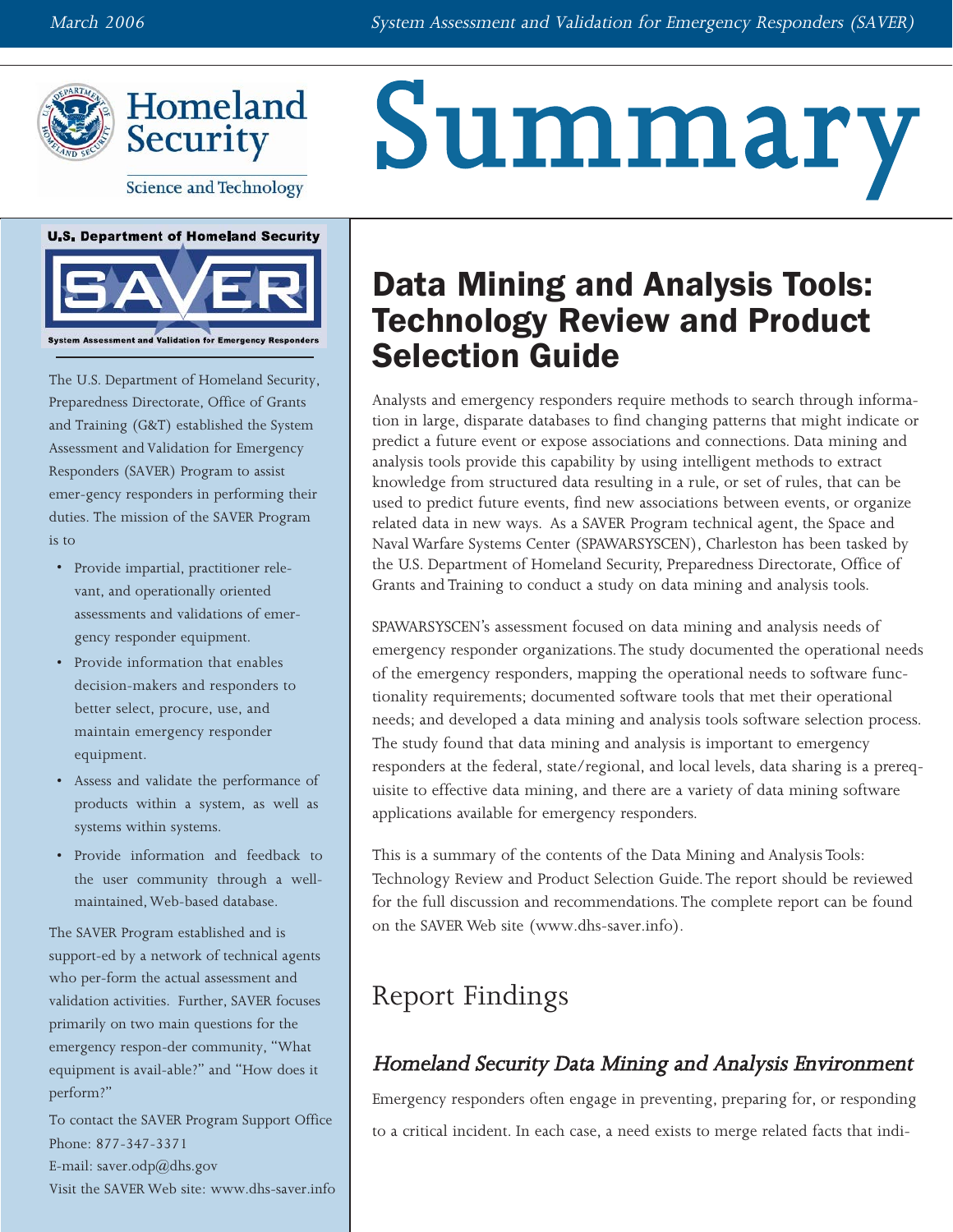# Summary

**U.S. Department of Homeland Security**

**SAVER**

**System Assessment and Validation for Emergency Responders**

The U.S. Department of Homeland Security, Preparedness Directorate, Office of Grants and Training (G&T) established the System Assessment and Validation for Emergency Responders (SAVER) Program to assist emer-gency responders in performing their duties. The mission of the SAVER Program is to

- Provide impartial, practitioner relevant, and operationally oriented assessments and validations of emergency responder equipment.
- Provide information that enables decision-makers and responders to better select, procure, use, and maintain emergency responder equipment.
- Assess and validate the performance of products within a system, as well as systems within systems.
- Provide information and feedback to the user community through a well-maintained, Web-based database.

The SAVER Program established and is support-ed by a network of technical agents who per-form the actual assessment and validation activities. Further, SAVER focuses primarily on two main questions for the emergency respon-der community, "What equipment is avail-able?" and "How does it perform?"

To contact the SAVER Program Support Office
Phone: 877-347-3371
E-mail: saver.odp@dhs.gov
Visit the SAVER Web site: www.dhs-saver.info

## Data Mining and Analysis Tools: Technology Review and Product Selection Guide

Analysts and emergency responders require methods to search through information in large, disparate databases to find changing patterns that might indicate or predict a future event or expose associations and connections. Data mining and analysis tools provide this capability by using intelligent methods to extract knowledge from structured data resulting in a rule, or set of rules, that can be used to predict future events, find new associations between events, or organize related data in new ways. As a SAVER Program technical agent, the Space and Naval Warfare Systems Center (SPAWARSYSCEN), Charleston has been tasked by the U.S. Department of Homeland Security, Preparedness Directorate, Office of Grants and Training to conduct a study on data mining and analysis tools.

SPAWARSYSCEN's assessment focused on data mining and analysis needs of emergency responder organizations. The study documented the operational needs of the emergency responders, mapping the operational needs to software functionality requirements; documented software tools that met their operational needs; and developed a data mining and analysis tools software selection process. The study found that data mining and analysis is important to emergency responders at the federal, state/regional, and local levels, data sharing is a prerequisite to effective data mining, and there are a variety of data mining software applications available for emergency responders.

This is a summary of the contents of the Data Mining and Analysis Tools: Technology Review and Product Selection Guide. The report should be reviewed for the full discussion and recommendations. The complete report can be found on the SAVER Web site (www.dhs-saver.info).

## Report Findings

### *Homeland Security Data Mining and Analysis Environment*

Emergency responders often engage in preventing, preparing for, or responding to a critical incident. In each case, a need exists to merge related facts that indi-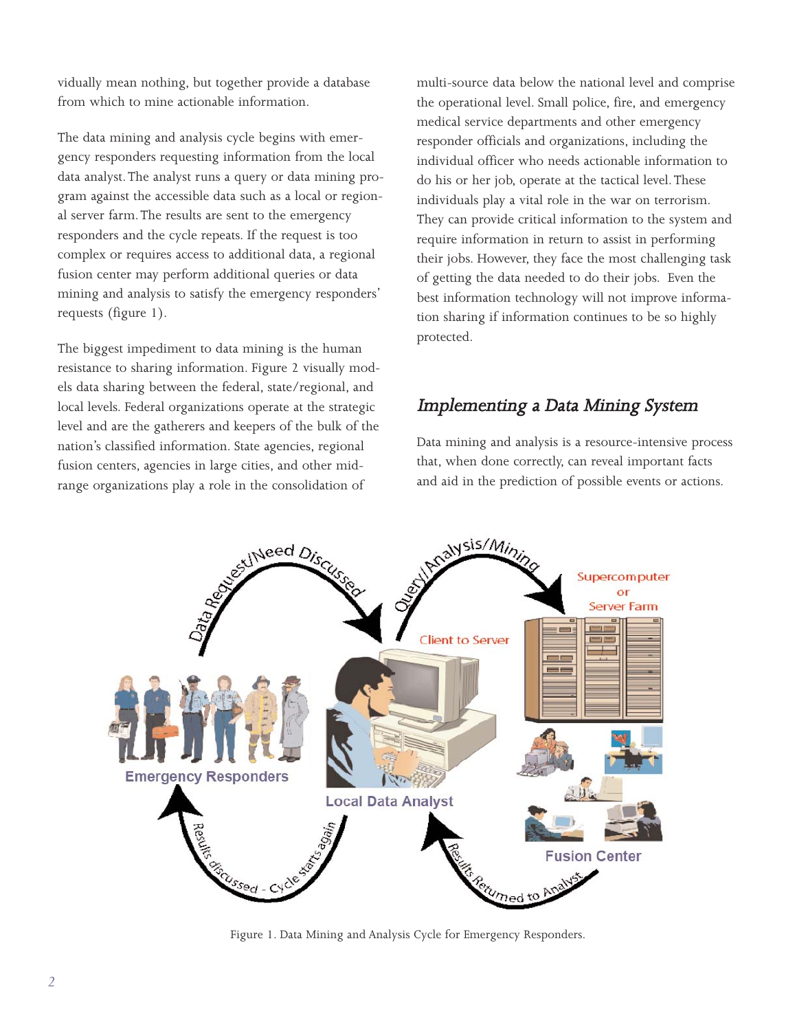vidually mean nothing, but together provide a database from which to mine actionable information.

The data mining and analysis cycle begins with emergency responders requesting information from the local data analyst. The analyst runs a query or data mining program against the accessible data such as a local or regional server farm. The results are sent to the emergency responders and the cycle repeats. If the request is too complex or requires access to additional data, a regional fusion center may perform additional queries or data mining and analysis to satisfy the emergency responders' requests (figure 1).

The biggest impediment to data mining is the human resistance to sharing information. Figure 2 visually models data sharing between the federal, state/regional, and local levels. Federal organizations operate at the strategic level and are the gatherers and keepers of the bulk of the nation's classified information. State agencies, regional fusion centers, agencies in large cities, and other mid-range organizations play a role in the consolidation of multi-source data below the national level and comprise the operational level. Small police, fire, and emergency medical service departments and other emergency responder officials and organizations, including the individual officer who needs actionable information to do his or her job, operate at the tactical level. These individuals play a vital role in the war on terrorism. They can provide critical information to the system and require information in return to assist in performing their jobs. However, they face the most challenging task of getting the data needed to do their jobs. Even the best information technology will not improve information sharing if information continues to be so highly protected.

## *Implementing a Data Mining System*

Data mining and analysis is a resource-intensive process that, when done correctly, can reveal important facts and aid in the prediction of possible events or actions.

Figure 1. Data Mining and Analysis Cycle for Emergency Responders.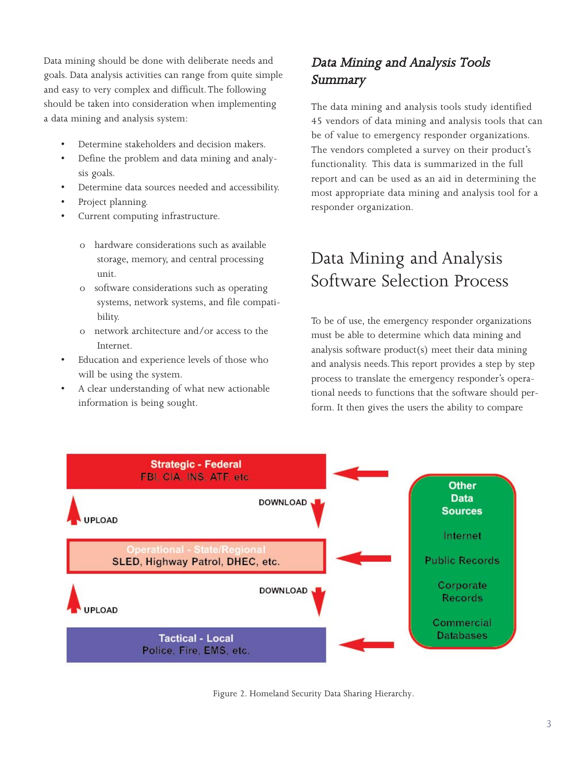Data mining should be done with deliberate needs and goals. Data analysis activities can range from quite simple and easy to very complex and difficult. The following should be taken into consideration when implementing a data mining and analysis system:

- Determine stakeholders and decision makers.
- Define the problem and data mining and analysis goals.
- Determine data sources needed and accessibility.
- Project planning.
- Current computing infrastructure.
    - hardware considerations such as available storage, memory, and central processing unit.
    - software considerations such as operating systems, network systems, and file compatibility.
    - network architecture and/or access to the Internet.
- Education and experience levels of those who will be using the system.
- A clear understanding of what new actionable information is being sought.

### *Data Mining and Analysis Tools Summary*

The data mining and analysis tools study identified 45 vendors of data mining and analysis tools that can be of value to emergency responder organizations. The vendors completed a survey on their product's functionality. This data is summarized in the full report and can be used as an aid in determining the most appropriate data mining and analysis tool for a responder organization.

## Data Mining and Analysis Software Selection Process

To be of use, the emergency responder organizations must be able to determine which data mining and analysis software product(s) meet their data mining and analysis needs. This report provides a step by step process to translate the emergency responder's operational needs to functions that the software should perform. It then gives the users the ability to compare

Strategic - Federal
FBI, CIA, INS, ATF, etc.

UPLOAD ↑ ↓ DOWNLOAD

Operational - State/Regional
SLED, Highway Patrol, DHEC, etc.

UPLOAD ↑ ↓ DOWNLOAD

Tactical - Local
Police, Fire, EMS, etc.

Other Data Sources
Internet
Public Records
Corporate Records
Commercial Databases

Figure 2. Homeland Security Data Sharing Hierarchy.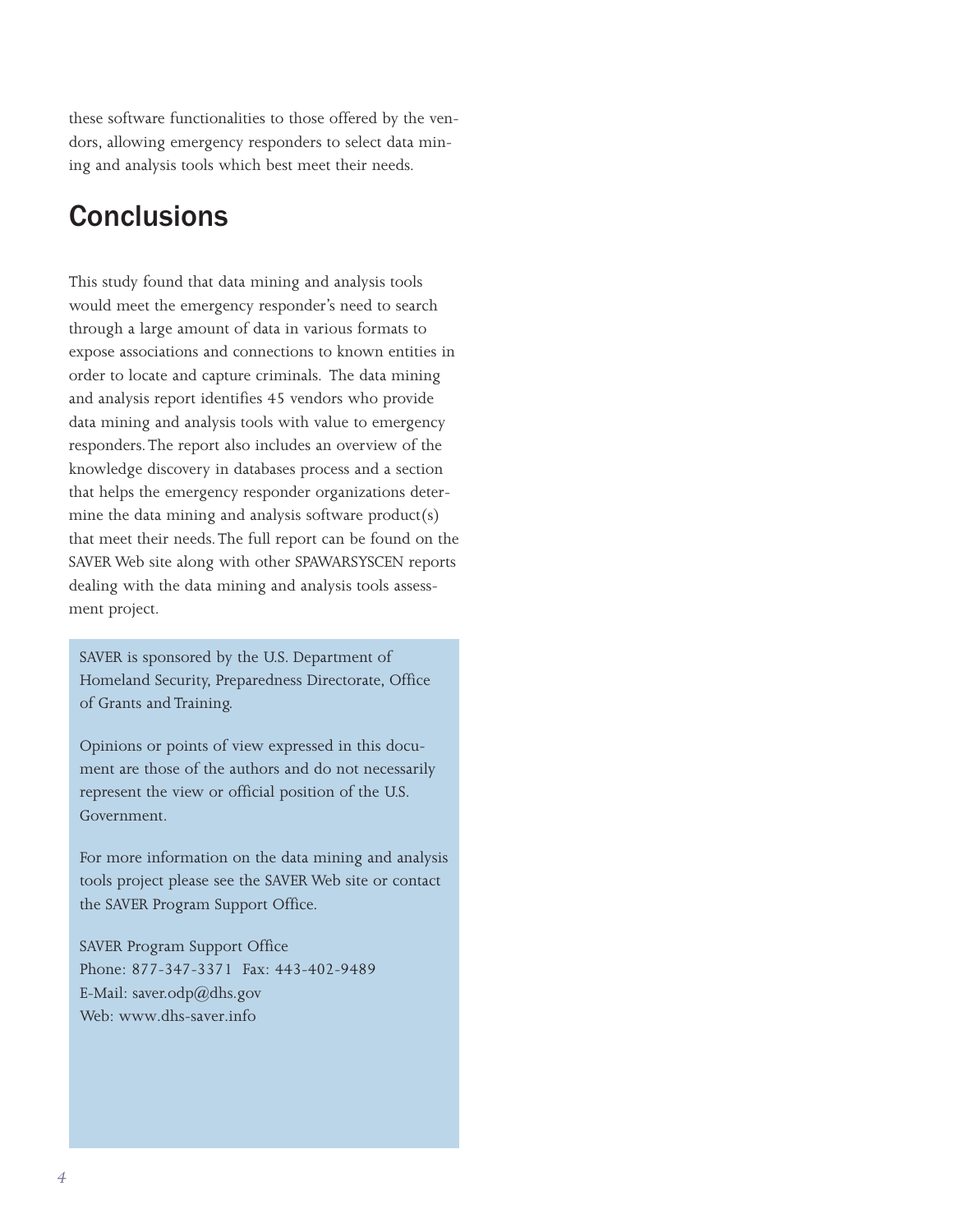these software functionalities to those offered by the vendors, allowing emergency responders to select data mining and analysis tools which best meet their needs.

## Conclusions

This study found that data mining and analysis tools would meet the emergency responder's need to search through a large amount of data in various formats to expose associations and connections to known entities in order to locate and capture criminals. The data mining and analysis report identifies 45 vendors who provide data mining and analysis tools with value to emergency responders. The report also includes an overview of the knowledge discovery in databases process and a section that helps the emergency responder organizations determine the data mining and analysis software product(s) that meet their needs. The full report can be found on the SAVER Web site along with other SPAWARSYSCEN reports dealing with the data mining and analysis tools assessment project.

SAVER is sponsored by the U.S. Department of Homeland Security, Preparedness Directorate, Office of Grants and Training.

Opinions or points of view expressed in this document are those of the authors and do not necessarily represent the view or official position of the U.S. Government.

For more information on the data mining and analysis tools project please see the SAVER Web site or contact the SAVER Program Support Office.

SAVER Program Support Office
Phone: 877-347-3371 Fax: 443-402-9489
E-Mail: saver.odp@dhs.gov
Web: www.dhs-saver.info